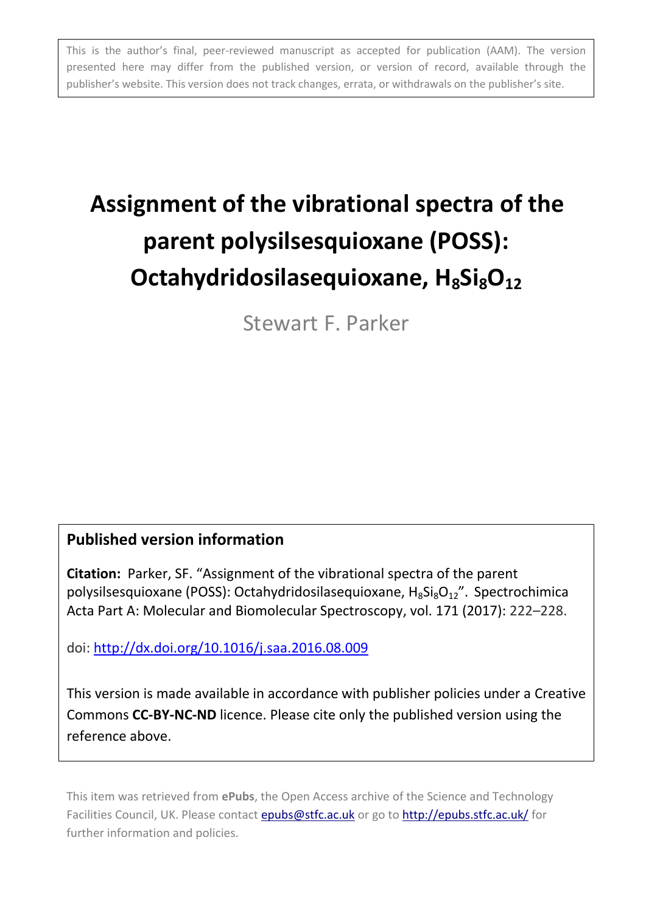This is the author's final, peer-reviewed manuscript as accepted for publication (AAM). The version presented here may differ from the published version, or version of record, available through the publisher's website. This version does not track changes, errata, or withdrawals on the publisher's site.

# Assignment of the vibrational spectra of the parent polysilsesquioxane (POSS): Octahydridosilasequioxane, $H_8Si_8O_{12}$

Stewart F. Parker

## Published version information

**Citation:** Parker, SF. "Assignment of the vibrational spectra of the parent polysilsesquioxane (POSS): Octahydridosilasequioxane, $H_8Si_8O_{12}$". Spectrochimica Acta Part A: Molecular and Biomolecular Spectroscopy, vol. 171 (2017): 222–228.

doi: http://dx.doi.org/10.1016/j.saa.2016.08.009

This version is made available in accordance with publisher policies under a Creative Commons **CC-BY-NC-ND** licence. Please cite only the published version using the reference above.

This item was retrieved from **ePubs**, the Open Access archive of the Science and Technology Facilities Council, UK. Please contact epubs@stfc.ac.uk or go to http://epubs.stfc.ac.uk/ for further information and policies.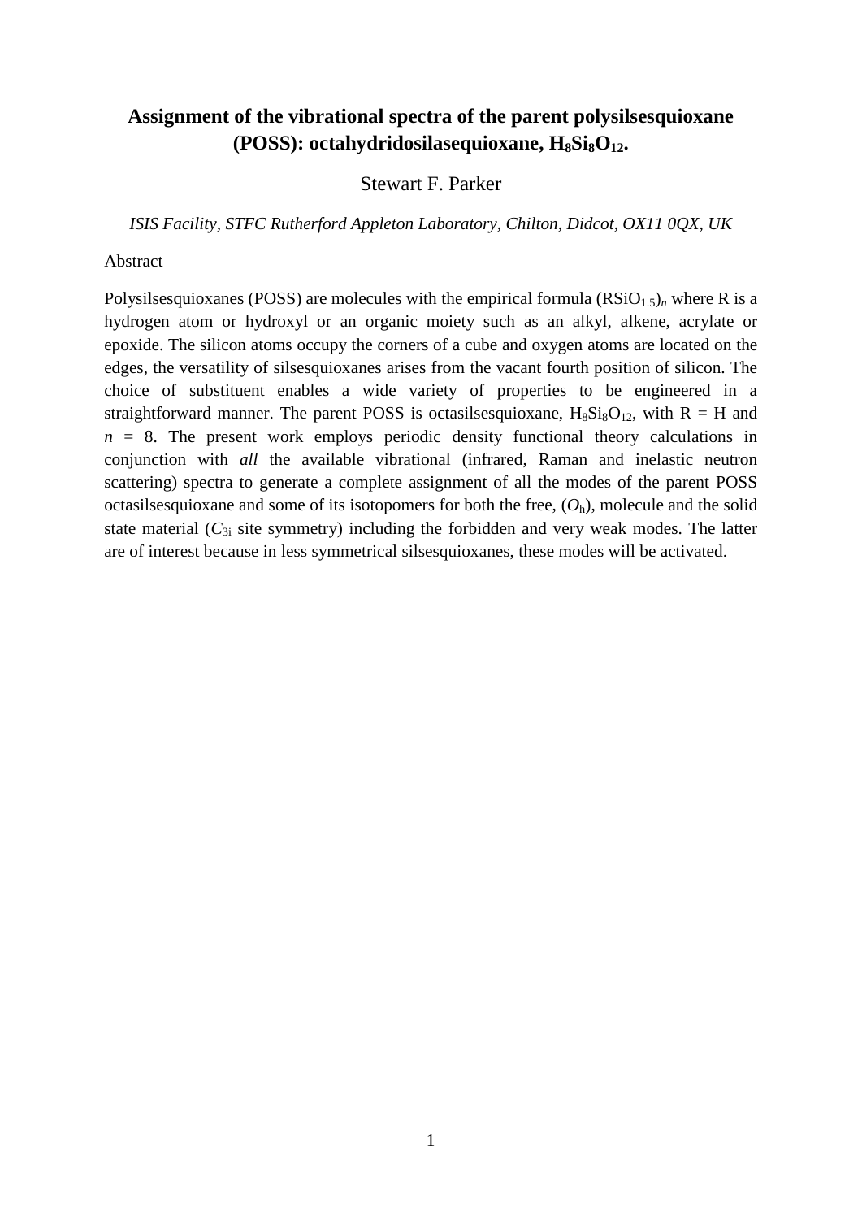# Assignment of the vibrational spectra of the parent polysilsesquioxane (POSS): octahydridosilasequioxane, $H_8Si_8O_{12}$.

Stewart F. Parker

*ISIS Facility, STFC Rutherford Appleton Laboratory, Chilton, Didcot, OX11 0QX, UK*

Abstract

Polysilsesquioxanes (POSS) are molecules with the empirical formula $(RSiO_{1.5})_n$ where R is a hydrogen atom or hydroxyl or an organic moiety such as an alkyl, alkene, acrylate or epoxide. The silicon atoms occupy the corners of a cube and oxygen atoms are located on the edges, the versatility of silsesquioxanes arises from the vacant fourth position of silicon. The choice of substituent enables a wide variety of properties to be engineered in a straightforward manner. The parent POSS is octasilsesquioxane, $H_8Si_8O_{12}$, with R = H and $n$ = 8. The present work employs periodic density functional theory calculations in conjunction with *all* the available vibrational (infrared, Raman and inelastic neutron scattering) spectra to generate a complete assignment of all the modes of the parent POSS octasilsesquioxane and some of its isotopomers for both the free, ($O_h$), molecule and the solid state material ($C_{3i}$ site symmetry) including the forbidden and very weak modes. The latter are of interest because in less symmetrical silsesquioxanes, these modes will be activated.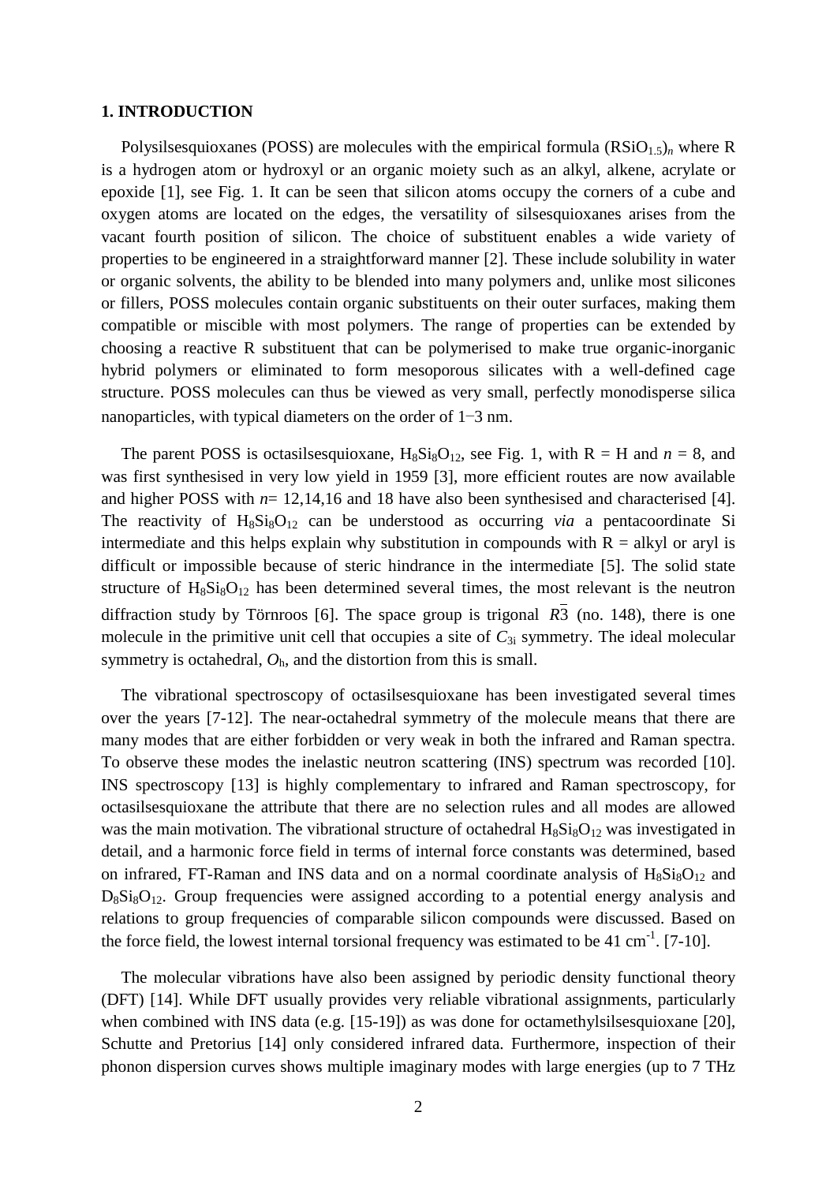## 1. INTRODUCTION

Polysilsesquioxanes (POSS) are molecules with the empirical formula $(RSiO_{1.5})_n$ where R is a hydrogen atom or hydroxyl or an organic moiety such as an alkyl, alkene, acrylate or epoxide [1], see Fig. 1. It can be seen that silicon atoms occupy the corners of a cube and oxygen atoms are located on the edges, the versatility of silsesquioxanes arises from the vacant fourth position of silicon. The choice of substituent enables a wide variety of properties to be engineered in a straightforward manner [2]. These include solubility in water or organic solvents, the ability to be blended into many polymers and, unlike most silicones or fillers, POSS molecules contain organic substituents on their outer surfaces, making them compatible or miscible with most polymers. The range of properties can be extended by choosing a reactive R substituent that can be polymerised to make true organic-inorganic hybrid polymers or eliminated to form mesoporous silicates with a well-defined cage structure. POSS molecules can thus be viewed as very small, perfectly monodisperse silica nanoparticles, with typical diameters on the order of 1−3 nm.

The parent POSS is octasilsesquioxane, $H_8Si_8O_{12}$, see Fig. 1, with R = H and $n$ = 8, and was first synthesised in very low yield in 1959 [3], more efficient routes are now available and higher POSS with $n$= 12,14,16 and 18 have also been synthesised and characterised [4]. The reactivity of $H_8Si_8O_{12}$ can be understood as occurring *via* a pentacoordinate Si intermediate and this helps explain why substitution in compounds with R = alkyl or aryl is difficult or impossible because of steric hindrance in the intermediate [5]. The solid state structure of $H_8Si_8O_{12}$ has been determined several times, the most relevant is the neutron diffraction study by Törnroos [6]. The space group is trigonal $R\bar{3}$ (no. 148), there is one molecule in the primitive unit cell that occupies a site of $C_{3i}$ symmetry. The ideal molecular symmetry is octahedral, $O_h$, and the distortion from this is small.

The vibrational spectroscopy of octasilsesquioxane has been investigated several times over the years [7-12]. The near-octahedral symmetry of the molecule means that there are many modes that are either forbidden or very weak in both the infrared and Raman spectra. To observe these modes the inelastic neutron scattering (INS) spectrum was recorded [10]. INS spectroscopy [13] is highly complementary to infrared and Raman spectroscopy, for octasilsesquioxane the attribute that there are no selection rules and all modes are allowed was the main motivation. The vibrational structure of octahedral $H_8Si_8O_{12}$ was investigated in detail, and a harmonic force field in terms of internal force constants was determined, based on infrared, FT-Raman and INS data and on a normal coordinate analysis of $H_8Si_8O_{12}$ and $D_8Si_8O_{12}$. Group frequencies were assigned according to a potential energy analysis and relations to group frequencies of comparable silicon compounds were discussed. Based on the force field, the lowest internal torsional frequency was estimated to be 41 $cm^{-1}$. [7-10].

The molecular vibrations have also been assigned by periodic density functional theory (DFT) [14]. While DFT usually provides very reliable vibrational assignments, particularly when combined with INS data (e.g. [15-19]) as was done for octamethylsilsesquioxane [20], Schutte and Pretorius [14] only considered infrared data. Furthermore, inspection of their phonon dispersion curves shows multiple imaginary modes with large energies (up to 7 THz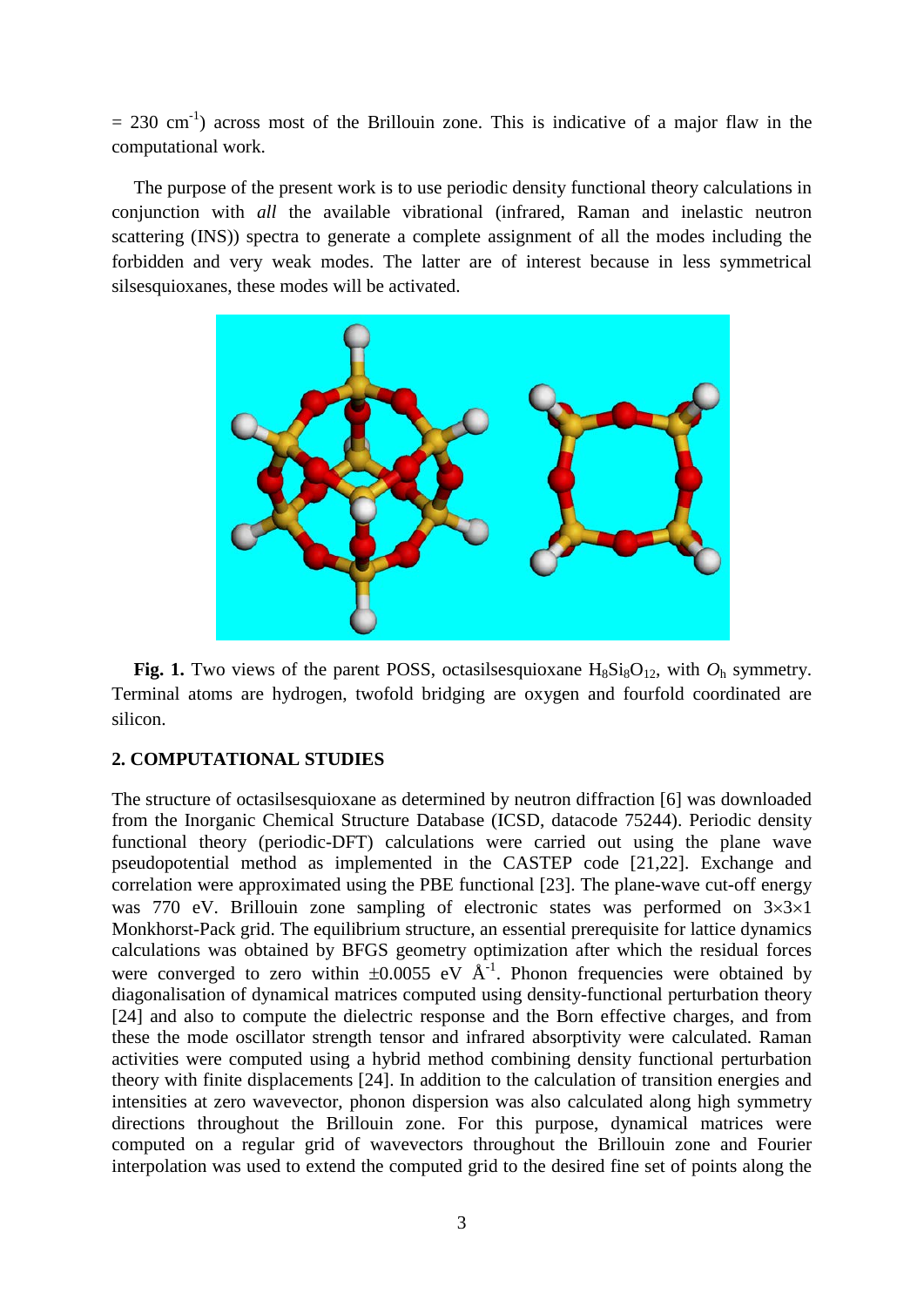= 230 cm$^{-1}$) across most of the Brillouin zone. This is indicative of a major flaw in the computational work.

The purpose of the present work is to use periodic density functional theory calculations in conjunction with *all* the available vibrational (infrared, Raman and inelastic neutron scattering (INS)) spectra to generate a complete assignment of all the modes including the forbidden and very weak modes. The latter are of interest because in less symmetrical silsesquioxanes, these modes will be activated.

**Fig. 1.** Two views of the parent POSS, octasilsesquioxane $H_8Si_8O_{12}$, with $O_h$ symmetry. Terminal atoms are hydrogen, twofold bridging are oxygen and fourfold coordinated are silicon.

## 2. COMPUTATIONAL STUDIES

The structure of octasilsesquioxane as determined by neutron diffraction [6] was downloaded from the Inorganic Chemical Structure Database (ICSD, datacode 75244). Periodic density functional theory (periodic-DFT) calculations were carried out using the plane wave pseudopotential method as implemented in the CASTEP code [21,22]. Exchange and correlation were approximated using the PBE functional [23]. The plane-wave cut-off energy was 770 eV. Brillouin zone sampling of electronic states was performed on 3×3×1 Monkhorst-Pack grid. The equilibrium structure, an essential prerequisite for lattice dynamics calculations was obtained by BFGS geometry optimization after which the residual forces were converged to zero within ±0.0055 eV Å$^{-1}$. Phonon frequencies were obtained by diagonalisation of dynamical matrices computed using density-functional perturbation theory [24] and also to compute the dielectric response and the Born effective charges, and from these the mode oscillator strength tensor and infrared absorptivity were calculated. Raman activities were computed using a hybrid method combining density functional perturbation theory with finite displacements [24]. In addition to the calculation of transition energies and intensities at zero wavevector, phonon dispersion was also calculated along high symmetry directions throughout the Brillouin zone. For this purpose, dynamical matrices were computed on a regular grid of wavevectors throughout the Brillouin zone and Fourier interpolation was used to extend the computed grid to the desired fine set of points along the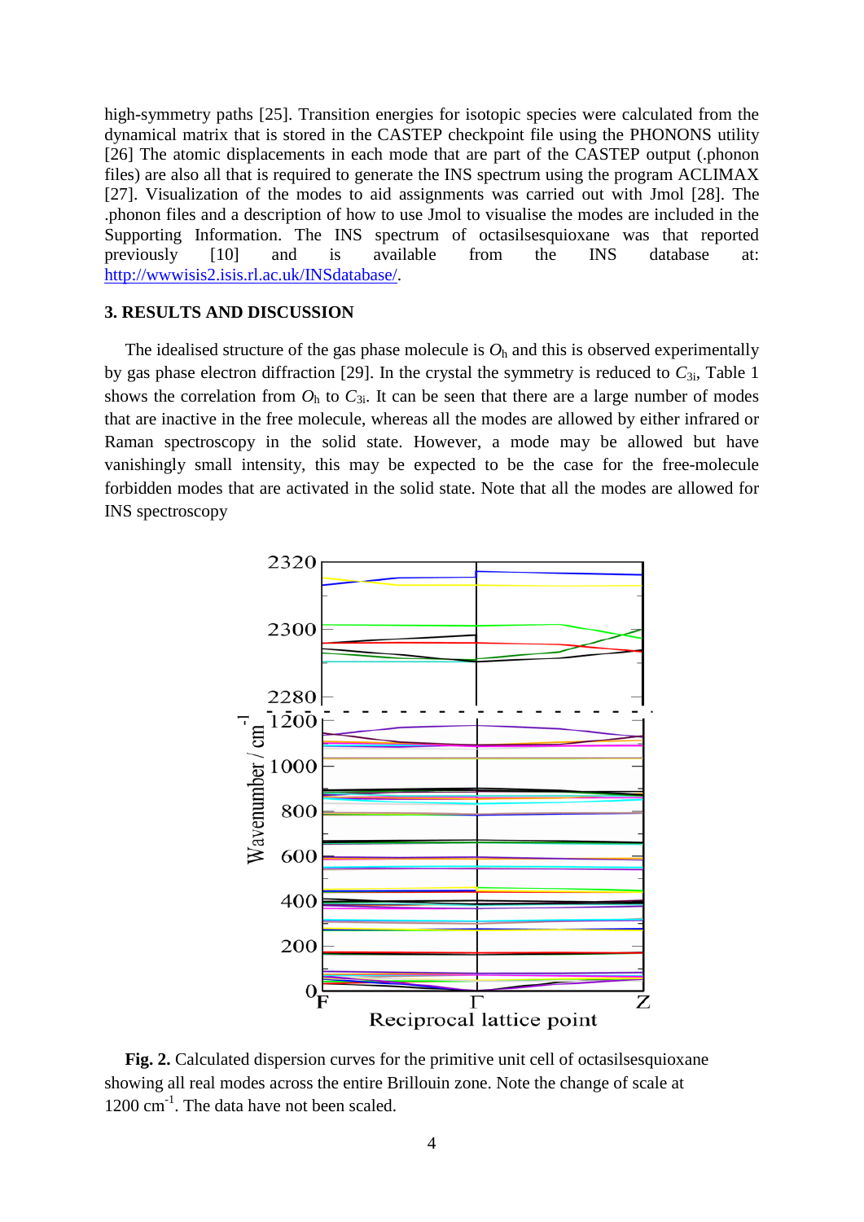high-symmetry paths [25]. Transition energies for isotopic species were calculated from the dynamical matrix that is stored in the CASTEP checkpoint file using the PHONONS utility [26] The atomic displacements in each mode that are part of the CASTEP output (.phonon files) are also all that is required to generate the INS spectrum using the program ACLIMAX [27]. Visualization of the modes to aid assignments was carried out with Jmol [28]. The .phonon files and a description of how to use Jmol to visualise the modes are included in the Supporting Information. The INS spectrum of octasilsesquioxane was that reported previously [10] and is available from the INS database at: http://wwwisis2.isis.rl.ac.uk/INSdatabase/.

## 3. RESULTS AND DISCUSSION

The idealised structure of the gas phase molecule is $O_h$ and this is observed experimentally by gas phase electron diffraction [29]. In the crystal the symmetry is reduced to $C_{3i}$, Table 1 shows the correlation from $O_h$ to $C_{3i}$. It can be seen that there are a large number of modes that are inactive in the free molecule, whereas all the modes are allowed by either infrared or Raman spectroscopy in the solid state. However, a mode may be allowed but have vanishingly small intensity, this may be expected to be the case for the free-molecule forbidden modes that are activated in the solid state. Note that all the modes are allowed for INS spectroscopy

Wavenumber / cm$^{-1}$
2320
2300
2280
1200
1000
800
600
400
200
0
F
Γ
Z
Reciprocal lattice point

**Fig. 2.** Calculated dispersion curves for the primitive unit cell of octasilsesquioxane showing all real modes across the entire Brillouin zone. Note the change of scale at 1200 cm$^{-1}$. The data have not been scaled.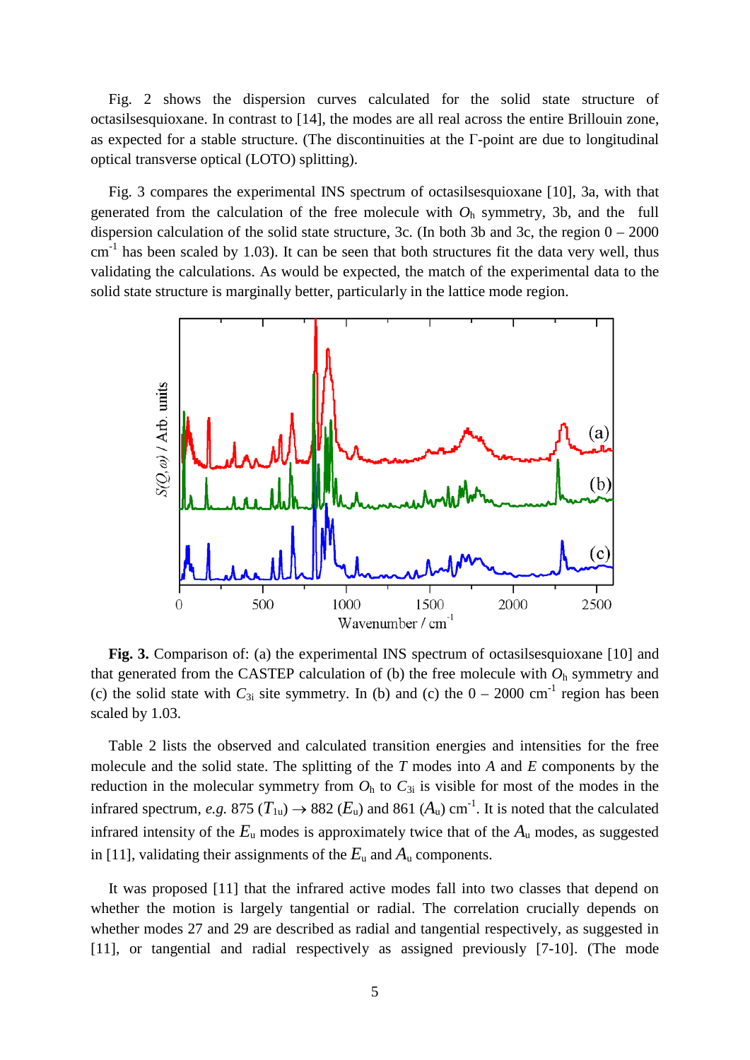Fig. 2 shows the dispersion curves calculated for the solid state structure of octasilsesquioxane. In contrast to [14], the modes are all real across the entire Brillouin zone, as expected for a stable structure. (The discontinuities at the Γ-point are due to longitudinal optical transverse optical (LOTO) splitting).

Fig. 3 compares the experimental INS spectrum of octasilsesquioxane [10], 3a, with that generated from the calculation of the free molecule with $O_h$ symmetry, 3b, and the full dispersion calculation of the solid state structure, 3c. (In both 3b and 3c, the region 0 – 2000 cm$^{-1}$ has been scaled by 1.03). It can be seen that both structures fit the data very well, thus validating the calculations. As would be expected, the match of the experimental data to the solid state structure is marginally better, particularly in the lattice mode region.

$S(Q,\omega)$ / Arb. units

(a)

(b)

(c)

0 500 1000 1500 2000 2500

Wavenumber / cm$^{-1}$

**Fig. 3.** Comparison of: (a) the experimental INS spectrum of octasilsesquioxane [10] and that generated from the CASTEP calculation of (b) the free molecule with $O_h$ symmetry and (c) the solid state with $C_{3i}$ site symmetry. In (b) and (c) the 0 – 2000 cm$^{-1}$ region has been scaled by 1.03.

Table 2 lists the observed and calculated transition energies and intensities for the free molecule and the solid state. The splitting of the $T$ modes into $A$ and $E$ components by the reduction in the molecular symmetry from $O_h$ to $C_{3i}$ is visible for most of the modes in the infrared spectrum, *e.g.* 875 ($T_{1u}$) → 882 ($E_u$) and 861 ($A_u$) cm$^{-1}$. It is noted that the calculated infrared intensity of the $E_u$ modes is approximately twice that of the $A_u$ modes, as suggested in [11], validating their assignments of the $E_u$ and $A_u$ components.

It was proposed [11] that the infrared active modes fall into two classes that depend on whether the motion is largely tangential or radial. The correlation crucially depends on whether modes 27 and 29 are described as radial and tangential respectively, as suggested in [11], or tangential and radial respectively as assigned previously [7-10]. (The mode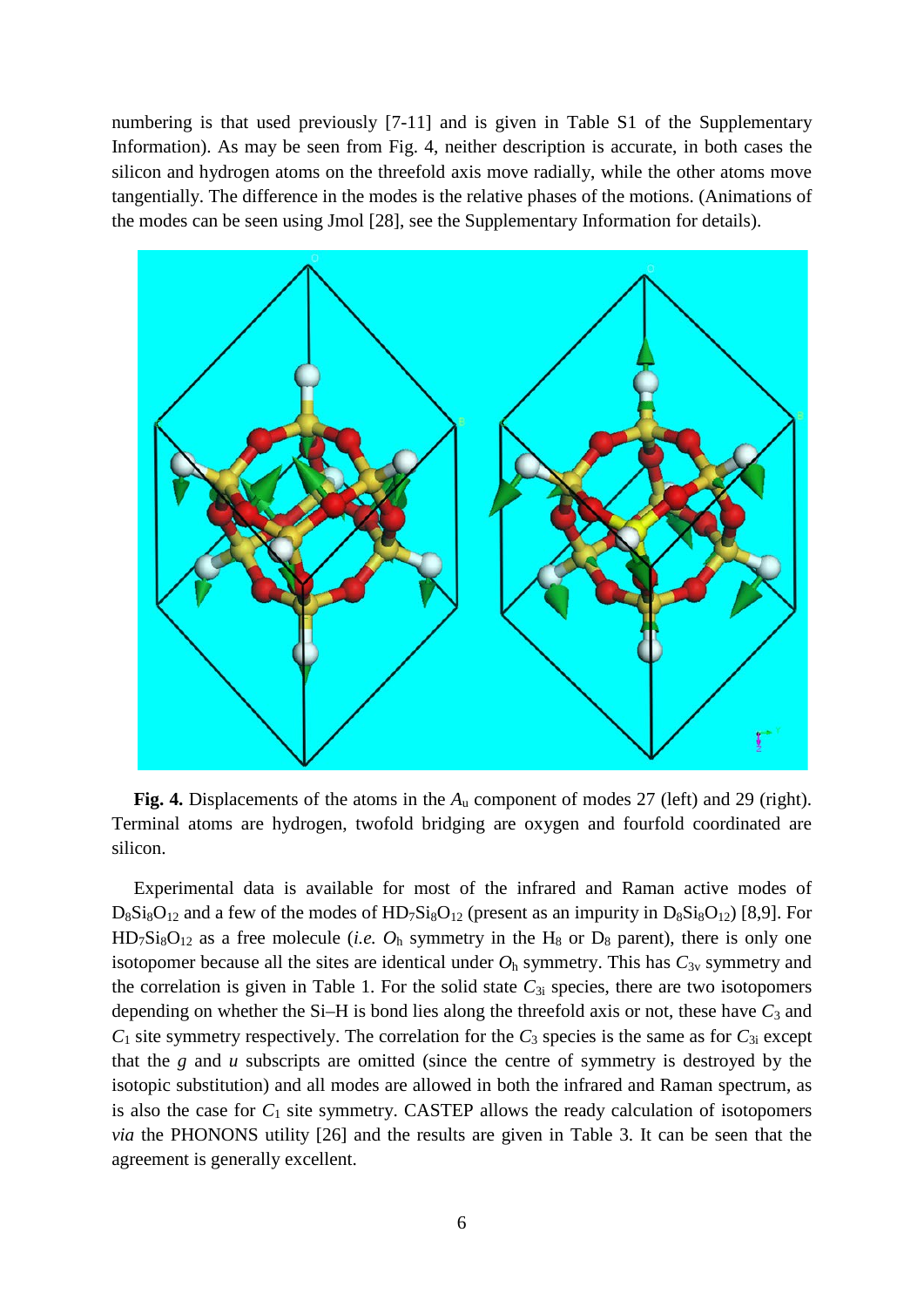numbering is that used previously [7-11] and is given in Table S1 of the Supplementary Information). As may be seen from Fig. 4, neither description is accurate, in both cases the silicon and hydrogen atoms on the threefold axis move radially, while the other atoms move tangentially. The difference in the modes is the relative phases of the motions. (Animations of the modes can be seen using Jmol [28], see the Supplementary Information for details).

**Fig. 4.** Displacements of the atoms in the $A_u$ component of modes 27 (left) and 29 (right). Terminal atoms are hydrogen, twofold bridging are oxygen and fourfold coordinated are silicon.

Experimental data is available for most of the infrared and Raman active modes of $D_8Si_8O_{12}$ and a few of the modes of $HD_7Si_8O_{12}$ (present as an impurity in $D_8Si_8O_{12}$) [8,9]. For $HD_7Si_8O_{12}$ as a free molecule (*i.e.* $O_h$ symmetry in the $H_8$ or $D_8$ parent), there is only one isotopomer because all the sites are identical under $O_h$ symmetry. This has $C_{3v}$ symmetry and the correlation is given in Table 1. For the solid state $C_{3i}$ species, there are two isotopomers depending on whether the Si–H is bond lies along the threefold axis or not, these have $C_3$ and $C_1$ site symmetry respectively. The correlation for the $C_3$ species is the same as for $C_{3i}$ except that the *g* and *u* subscripts are omitted (since the centre of symmetry is destroyed by the isotopic substitution) and all modes are allowed in both the infrared and Raman spectrum, as is also the case for $C_1$ site symmetry. CASTEP allows the ready calculation of isotopomers *via* the PHONONS utility [26] and the results are given in Table 3. It can be seen that the agreement is generally excellent.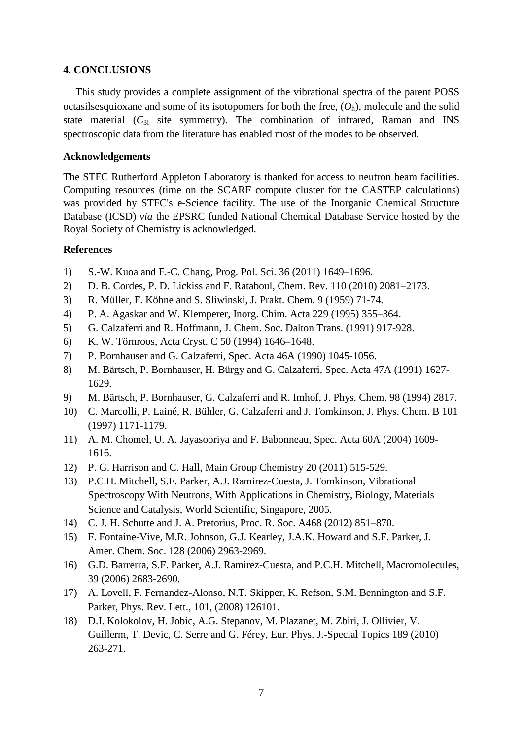## 4. CONCLUSIONS

This study provides a complete assignment of the vibrational spectra of the parent POSS octasilsesquioxane and some of its isotopomers for both the free, ($O_h$), molecule and the solid state material ($C_{3i}$ site symmetry). The combination of infrared, Raman and INS spectroscopic data from the literature has enabled most of the modes to be observed.

### Acknowledgements

The STFC Rutherford Appleton Laboratory is thanked for access to neutron beam facilities. Computing resources (time on the SCARF compute cluster for the CASTEP calculations) was provided by STFC's e-Science facility. The use of the Inorganic Chemical Structure Database (ICSD) *via* the EPSRC funded National Chemical Database Service hosted by the Royal Society of Chemistry is acknowledged.

### References

1) S.-W. Kuoa and F.-C. Chang, Prog. Pol. Sci. 36 (2011) 1649–1696.
2) D. B. Cordes, P. D. Lickiss and F. Rataboul, Chem. Rev. 110 (2010) 2081–2173.
3) R. Müller, F. Köhne and S. Sliwinski, J. Prakt. Chem. 9 (1959) 71-74.
4) P. A. Agaskar and W. Klemperer, Inorg. Chim. Acta 229 (1995) 355–364.
5) G. Calzaferri and R. Hoffmann, J. Chem. Soc. Dalton Trans. (1991) 917-928.
6) K. W. Törnroos, Acta Cryst. C 50 (1994) 1646–1648.
7) P. Bornhauser and G. Calzaferri, Spec. Acta 46A (1990) 1045-1056.
8) M. Bärtsch, P. Bornhauser, H. Bürgy and G. Calzaferri, Spec. Acta 47A (1991) 1627-1629.
9) M. Bärtsch, P. Bornhauser, G. Calzaferri and R. Imhof, J. Phys. Chem. 98 (1994) 2817.
10) C. Marcolli, P. Lainé, R. Bühler, G. Calzaferri and J. Tomkinson, J. Phys. Chem. B 101 (1997) 1171-1179.
11) A. M. Chomel, U. A. Jayasooriya and F. Babonneau, Spec. Acta 60A (2004) 1609-1616.
12) P. G. Harrison and C. Hall, Main Group Chemistry 20 (2011) 515-529.
13) P.C.H. Mitchell, S.F. Parker, A.J. Ramirez-Cuesta, J. Tomkinson, Vibrational Spectroscopy With Neutrons, With Applications in Chemistry, Biology, Materials Science and Catalysis, World Scientific, Singapore, 2005.
14) C. J. H. Schutte and J. A. Pretorius, Proc. R. Soc. A468 (2012) 851–870.
15) F. Fontaine-Vive, M.R. Johnson, G.J. Kearley, J.A.K. Howard and S.F. Parker, J. Amer. Chem. Soc. 128 (2006) 2963-2969.
16) G.D. Barrerra, S.F. Parker, A.J. Ramirez-Cuesta, and P.C.H. Mitchell, Macromolecules, 39 (2006) 2683-2690.
17) A. Lovell, F. Fernandez-Alonso, N.T. Skipper, K. Refson, S.M. Bennington and S.F. Parker, Phys. Rev. Lett., 101, (2008) 126101.
18) D.I. Kolokolov, H. Jobic, A.G. Stepanov, M. Plazanet, M. Zbiri, J. Ollivier, V. Guillerm, T. Devic, C. Serre and G. Férey, Eur. Phys. J.-Special Topics 189 (2010) 263-271.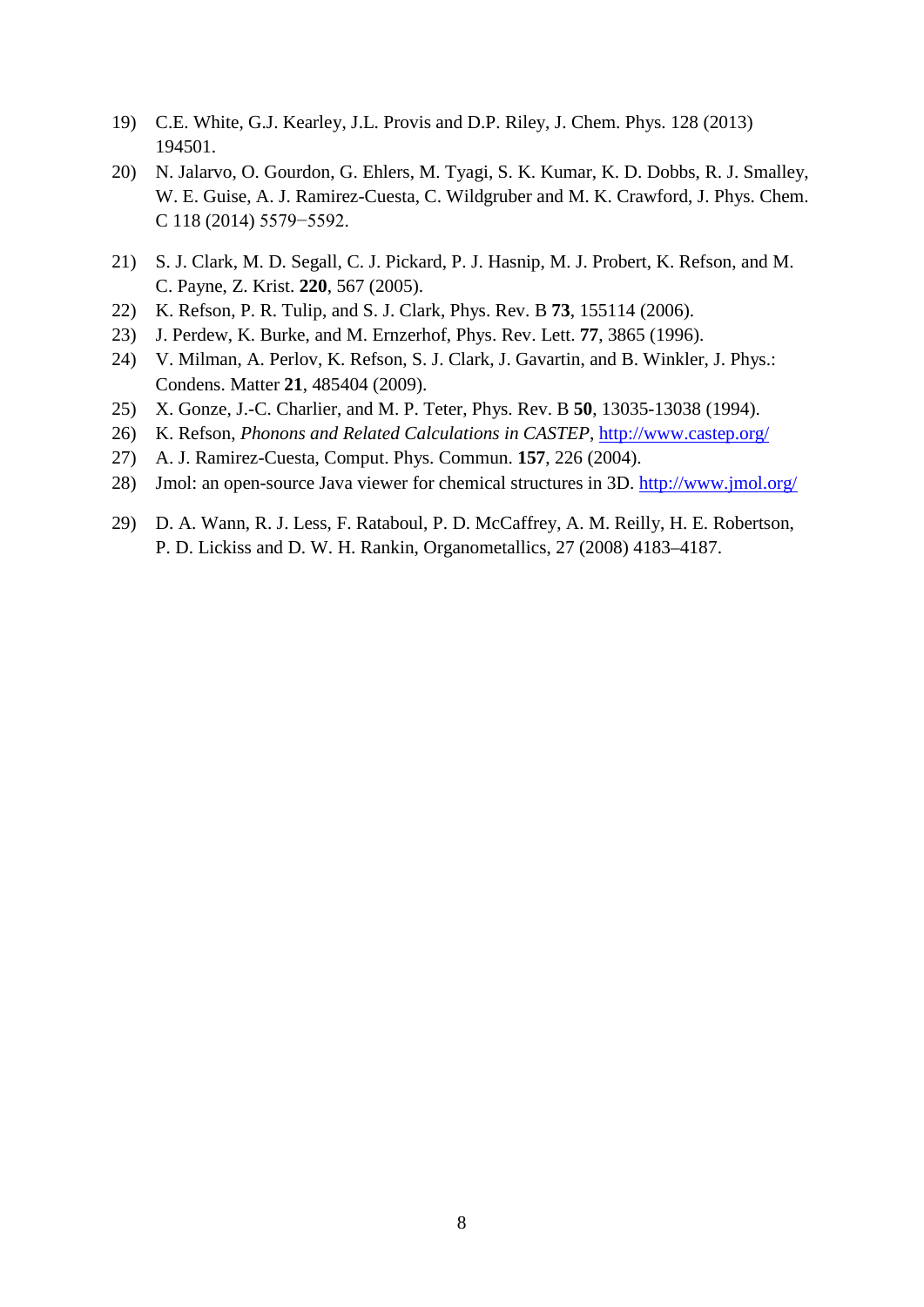19) C.E. White, G.J. Kearley, J.L. Provis and D.P. Riley, J. Chem. Phys. 128 (2013) 194501.
20) N. Jalarvo, O. Gourdon, G. Ehlers, M. Tyagi, S. K. Kumar, K. D. Dobbs, R. J. Smalley, W. E. Guise, A. J. Ramirez-Cuesta, C. Wildgruber and M. K. Crawford, J. Phys. Chem. C 118 (2014) 5579−5592.
21) S. J. Clark, M. D. Segall, C. J. Pickard, P. J. Hasnip, M. J. Probert, K. Refson, and M. C. Payne, Z. Krist. **220**, 567 (2005).
22) K. Refson, P. R. Tulip, and S. J. Clark, Phys. Rev. B **73**, 155114 (2006).
23) J. Perdew, K. Burke, and M. Ernzerhof, Phys. Rev. Lett. **77**, 3865 (1996).
24) V. Milman, A. Perlov, K. Refson, S. J. Clark, J. Gavartin, and B. Winkler, J. Phys.: Condens. Matter **21**, 485404 (2009).
25) X. Gonze, J.-C. Charlier, and M. P. Teter, Phys. Rev. B **50**, 13035-13038 (1994).
26) K. Refson, *Phonons and Related Calculations in CASTEP*, http://www.castep.org/
27) A. J. Ramirez-Cuesta, Comput. Phys. Commun. **157**, 226 (2004).
28) Jmol: an open-source Java viewer for chemical structures in 3D. http://www.jmol.org/
29) D. A. Wann, R. J. Less, F. Rataboul, P. D. McCaffrey, A. M. Reilly, H. E. Robertson, P. D. Lickiss and D. W. H. Rankin, Organometallics, 27 (2008) 4183–4187.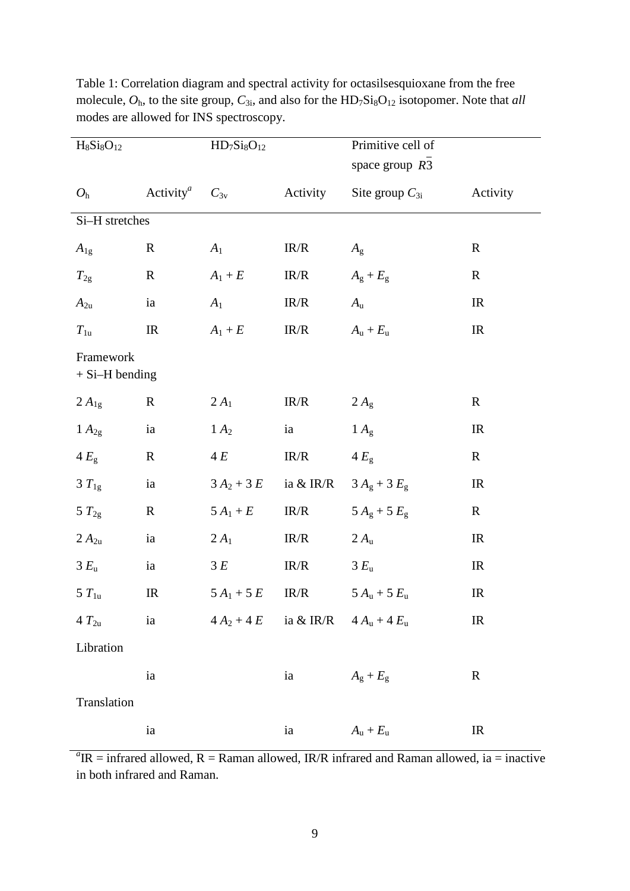Table 1: Correlation diagram and spectral activity for octasilsesquioxane from the free molecule, $O_h$, to the site group, $C_{3i}$, and also for the $HD_7Si_8O_{12}$ isotopomer. Note that *all* modes are allowed for INS spectroscopy.

| $H_8Si_8O_{12}$ | | $HD_7Si_8O_{12}$ | | Primitive cell of space group $R\bar{3}$ | |
|---|---|---|---|---|---|
| $O_h$ | Activity[a] | $C_{3v}$ | Activity | Site group $C_{3i}$ | Activity |
| Si–H stretches | | | | | |
| $A_{1g}$ | R | $A_1$ | IR/R | $A_g$ | R |
| $T_{2g}$ | R | $A_1 + E$ | IR/R | $A_g + E_g$ | R |
| $A_{2u}$ | ia | $A_1$ | IR/R | $A_u$ | IR |
| $T_{1u}$ | IR | $A_1 + E$ | IR/R | $A_u + E_u$ | IR |
| Framework + Si–H bending | | | | | |
| $2\ A_{1g}$ | R | $2\ A_1$ | IR/R | $2\ A_g$ | R |
| $1\ A_{2g}$ | ia | $1\ A_2$ | ia | $1\ A_g$ | IR |
| $4\ E_g$ | R | $4\ E$ | IR/R | $4\ E_g$ | R |
| $3\ T_{1g}$ | ia | $3\ A_2 + 3\ E$ | ia & IR/R | $3\ A_g + 3\ E_g$ | IR |
| $5\ T_{2g}$ | R | $5\ A_1 + E$ | IR/R | $5\ A_g + 5\ E_g$ | R |
| $2\ A_{2u}$ | ia | $2\ A_1$ | IR/R | $2\ A_u$ | IR |
| $3\ E_u$ | ia | $3\ E$ | IR/R | $3\ E_u$ | IR |
| $5\ T_{1u}$ | IR | $5\ A_1 + 5\ E$ | IR/R | $5\ A_u + 5\ E_u$ | IR |
| $4\ T_{2u}$ | ia | $4\ A_2 + 4\ E$ | ia & IR/R | $4\ A_u + 4\ E_u$ | IR |
| Libration | | | | | |
| | ia | | ia | $A_g + E_g$ | R |
| Translation | | | | | |
| | ia | | ia | $A_u + E_u$ | IR |

[a]IR = infrared allowed, R = Raman allowed, IR/R infrared and Raman allowed, ia = inactive in both infrared and Raman.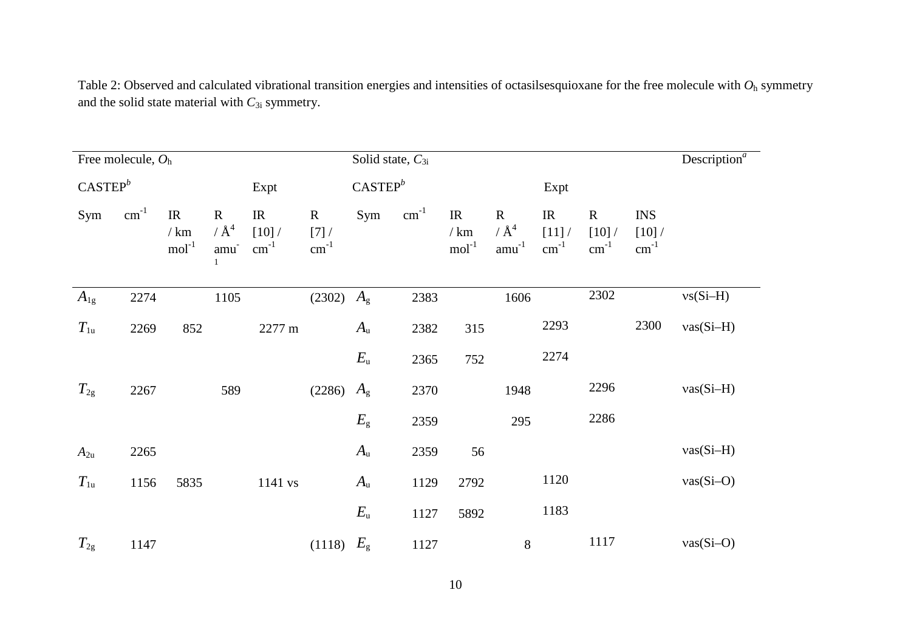Table 2: Observed and calculated vibrational transition energies and intensities of octasilsesquioxane for the free molecule with $O_h$ symmetry and the solid state material with $C_{3i}$ symmetry.

| Free molecule, $O_h$ | | | | | | Solid state, $C_{3i}$ | | | | | | | Description[a] |
|---|---|---|---|---|---|---|---|---|---|---|---|---|---|
| CASTEP[b] | | | | Expt | | CASTEP[b] | | | | Expt | | | |
| Sym | $cm^{-1}$ | IR / km $mol^{-1}$ | R / $Å^4$ $amu^{-1}$ | IR [10] / $cm^{-1}$ | R [7] / $cm^{-1}$ | Sym | $cm^{-1}$ | IR / km $mol^{-1}$ | R / $Å^4$ $amu^{-1}$ | IR [11] / $cm^{-1}$ | R [10] / $cm^{-1}$ | INS [10] / $cm^{-1}$ | |
| $A_{1g}$ | 2274 | | 1105 | | (2302) | $A_g$ | 2383 | | 1606 | | 2302 | | νs(Si–H) |
| $T_{1u}$ | 2269 | 852 | | 2277 m | | $A_u$ | 2382 | 315 | | 2293 | | 2300 | νas(Si–H) |
| | | | | | | $E_u$ | 2365 | 752 | | 2274 | | | |
| $T_{2g}$ | 2267 | | 589 | | (2286) | $A_g$ | 2370 | | 1948 | | 2296 | | νas(Si–H) |
| | | | | | | $E_g$ | 2359 | | 295 | | 2286 | | |
| $A_{2u}$ | 2265 | | | | | $A_u$ | 2359 | 56 | | | | | νas(Si–H) |
| $T_{1u}$ | 1156 | 5835 | | 1141 vs | | $A_u$ | 1129 | 2792 | | 1120 | | | νas(Si–O) |
| | | | | | | $E_u$ | 1127 | 5892 | | 1183 | | | |
| $T_{2g}$ | 1147 | | | | (1118) | $E_g$ | 1127 | | 8 | | 1117 | | νas(Si–O) |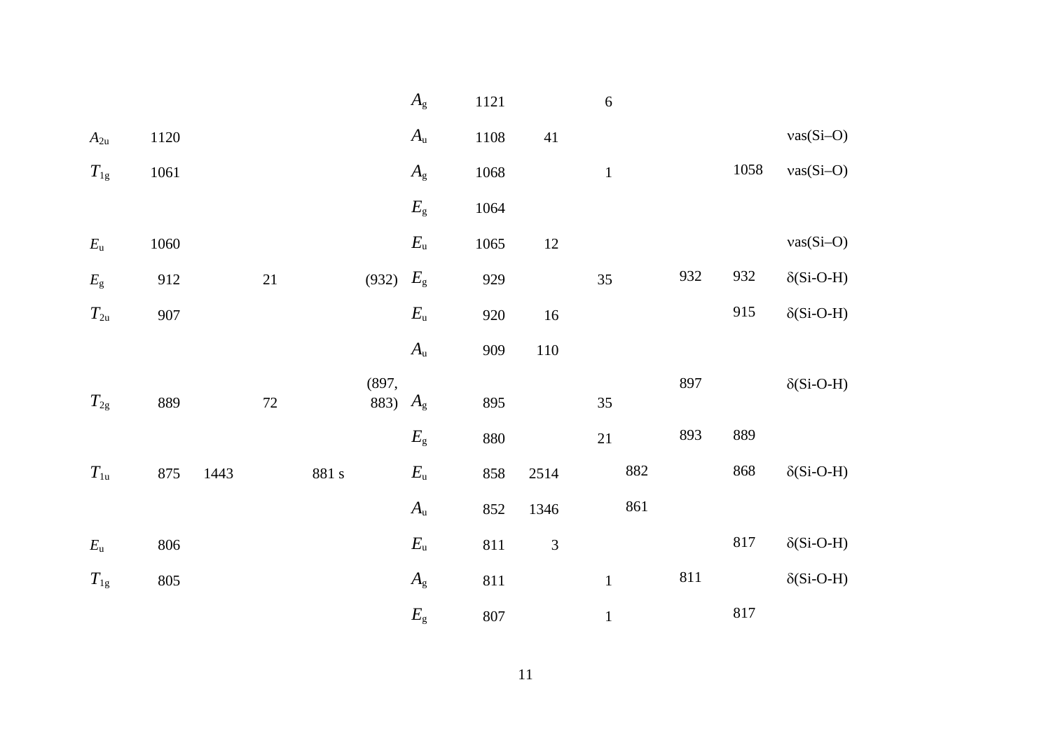| | | | | | | | | | | | | | |
|---|---|---|---|---|---|---|---|---|---|---|---|---|---|
| | | | | | | $A_g$ | 1121 | | 6 | | | | |
| $A_{2u}$ | 1120 | | | | | $A_u$ | 1108 | 41 | | | | | νas(Si–O) |
| $T_{1g}$ | 1061 | | | | | $A_g$ | 1068 | | 1 | | | 1058 | νas(Si–O) |
| | | | | | | $E_g$ | 1064 | | | | | | |
| $E_u$ | 1060 | | | | | $E_u$ | 1065 | 12 | | | | | νas(Si–O) |
| $E_g$ | 912 | | 21 | | (932) | $E_g$ | 929 | | 35 | | 932 | 932 | δ(Si-O-H) |
| $T_{2u}$ | 907 | | | | | $E_u$ | 920 | 16 | | | | 915 | δ(Si-O-H) |
| | | | | | | $A_u$ | 909 | 110 | | | | | |
| $T_{2g}$ | 889 | | 72 | | (897, 883) | $A_g$ | 895 | | 35 | | 897 | | δ(Si-O-H) |
| | | | | | | $E_g$ | 880 | | 21 | | 893 | 889 | |
| $T_{1u}$ | 875 | 1443 | | 881 s | | $E_u$ | 858 | 2514 | | 882 | | 868 | δ(Si-O-H) |
| | | | | | | $A_u$ | 852 | 1346 | | 861 | | | |
| $E_u$ | 806 | | | | | $E_u$ | 811 | 3 | | | | 817 | δ(Si-O-H) |
| $T_{1g}$ | 805 | | | | | $A_g$ | 811 | | 1 | | 811 | | δ(Si-O-H) |
| | | | | | | $E_g$ | 807 | | 1 | | | 817 | |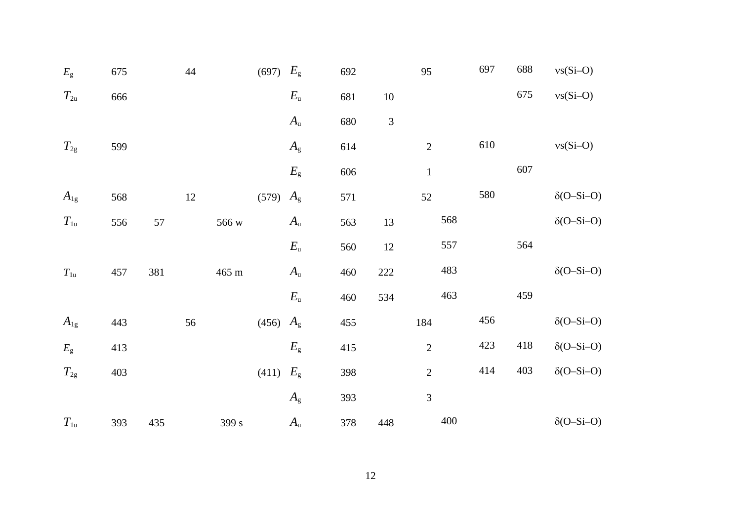| | | | | | | | | | | | | | |
|---|---|---|---|---|---|---|---|---|---|---|---|---|---|
| $E_g$ | 675 | | 44 | | (697) | $E_g$ | 692 | | 95 | | 697 | 688 | νs(Si–O) |
| $T_{2u}$ | 666 | | | | | $E_u$ | 681 | 10 | | | | 675 | νs(Si–O) |
| | | | | | | $A_u$ | 680 | 3 | | | | | |
| $T_{2g}$ | 599 | | | | | $A_g$ | 614 | | 2 | | 610 | | νs(Si–O) |
| | | | | | | $E_g$ | 606 | | 1 | | | 607 | |
| $A_{1g}$ | 568 | | 12 | | (579) | $A_g$ | 571 | | 52 | | 580 | | δ(O–Si–O) |
| $T_{1u}$ | 556 | 57 | | 566 w | | $A_u$ | 563 | 13 | | 568 | | | δ(O–Si–O) |
| | | | | | | $E_u$ | 560 | 12 | | 557 | | 564 | |
| $T_{1u}$ | 457 | 381 | | 465 m | | $A_u$ | 460 | 222 | | 483 | | | δ(O–Si–O) |
| | | | | | | $E_u$ | 460 | 534 | | 463 | | 459 | |
| $A_{1g}$ | 443 | | 56 | | (456) | $A_g$ | 455 | | 184 | | 456 | | δ(O–Si–O) |
| $E_g$ | 413 | | | | | $E_g$ | 415 | | 2 | | 423 | 418 | δ(O–Si–O) |
| $T_{2g}$ | 403 | | | | (411) | $E_g$ | 398 | | 2 | | 414 | 403 | δ(O–Si–O) |
| | | | | | | $A_g$ | 393 | | 3 | | | | |
| $T_{1u}$ | 393 | 435 | | 399 s | | $A_u$ | 378 | 448 | | 400 | | | δ(O–Si–O) |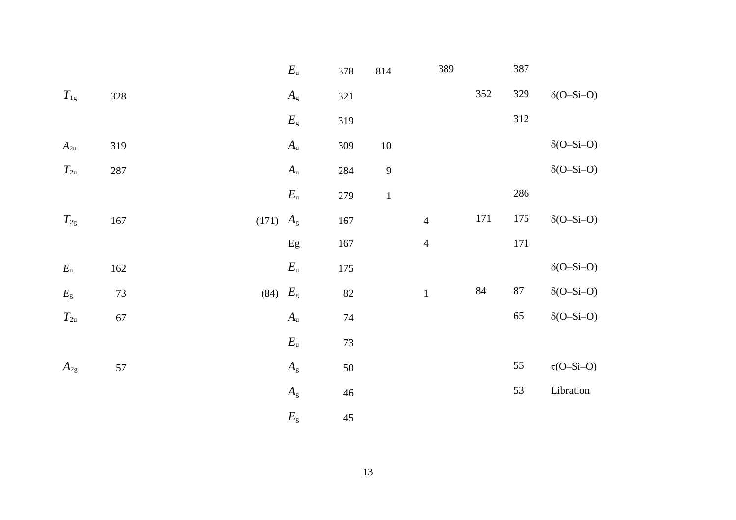| | | | | | | | | | | |
|---|---|---|---|---|---|---|---|---|---|---|
| | | | $E_u$ | 378 | 814 | | 389 | | 387 | |
| $T_{1g}$ | 328 | | $A_g$ | 321 | | | | 352 | 329 | δ(O–Si–O) |
| | | | $E_g$ | 319 | | | | | 312 | |
| $A_{2u}$ | 319 | | $A_u$ | 309 | 10 | | | | | δ(O–Si–O) |
| $T_{2u}$ | 287 | | $A_u$ | 284 | 9 | | | | | δ(O–Si–O) |
| | | | $E_u$ | 279 | 1 | | | | 286 | |
| $T_{2g}$ | 167 | (171) | $A_g$ | 167 | | 4 | | 171 | 175 | δ(O–Si–O) |
| | | | Eg | 167 | | 4 | | | 171 | |
| $E_u$ | 162 | | $E_u$ | 175 | | | | | | δ(O–Si–O) |
| $E_g$ | 73 | (84) | $E_g$ | 82 | | 1 | | 84 | 87 | δ(O–Si–O) |
| $T_{2u}$ | 67 | | $A_u$ | 74 | | | | | 65 | δ(O–Si–O) |
| | | | $E_u$ | 73 | | | | | | |
| $A_{2g}$ | 57 | | $A_g$ | 50 | | | | | 55 | τ(O–Si–O) |
| | | | $A_g$ | 46 | | | | | 53 | Libration |
| | | | $E_g$ | 45 | | | | | | |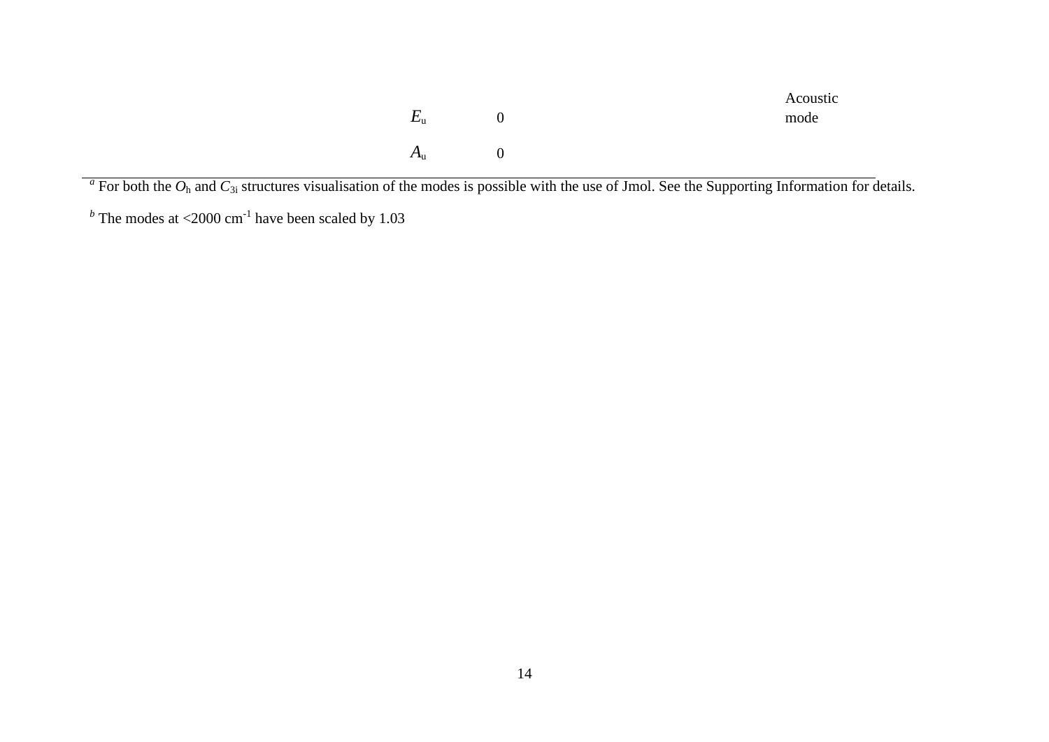| | | | |
|---|---|---|---|
| $E_u$ | 0 | | Acoustic mode |
| $A_u$ | 0 | | |

[a] For both the $O_h$ and $C_{3i}$ structures visualisation of the modes is possible with the use of Jmol. See the Supporting Information for details.

[b] The modes at <2000 cm$^{-1}$ have been scaled by 1.03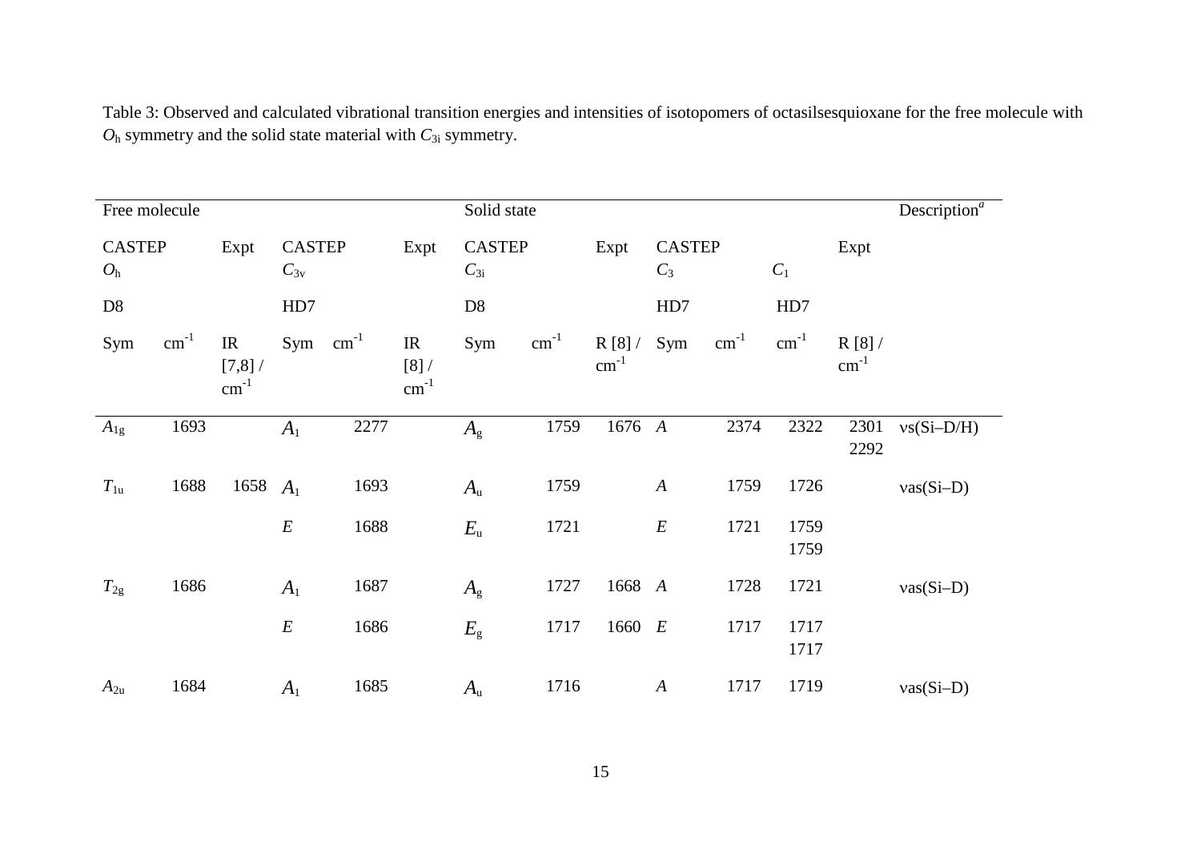Table 3: Observed and calculated vibrational transition energies and intensities of isotopomers of octasilsesquioxane for the free molecule with $O_h$ symmetry and the solid state material with $C_{3i}$ symmetry.

| Free molecule | | | | | | Solid state | | | | | | | Description[a] |
|---|---|---|---|---|---|---|---|---|---|---|---|---|---|
| CASTEP $O_h$ | | Expt | CASTEP $C_{3v}$ | | Expt | CASTEP $C_{3i}$ | | Expt | CASTEP $C_3$ | | $C_1$ | Expt | |
| D8 | | | HD7 | | | D8 | | | HD7 | | HD7 | | |
| Sym | $cm^{-1}$ | IR [7,8] / $cm^{-1}$ | Sym | $cm^{-1}$ | IR [8] / $cm^{-1}$ | Sym | $cm^{-1}$ | R [8] / $cm^{-1}$ | Sym | $cm^{-1}$ | $cm^{-1}$ | R [8] / $cm^{-1}$ | |
| $A_{1g}$ | 1693 | | $A_1$ | 2277 | | $A_g$ | 1759 | 1676 | $A$ | 2374 | 2322 | 2301 2292 | νs(Si–D/H) |
| $T_{1u}$ | 1688 | 1658 | $A_1$ | 1693 | | $A_u$ | 1759 | | $A$ | 1759 | 1726 | | νas(Si–D) |
| | | | $E$ | 1688 | | $E_u$ | 1721 | | $E$ | 1721 | 1759 1759 | | |
| $T_{2g}$ | 1686 | | $A_1$ | 1687 | | $A_g$ | 1727 | 1668 | $A$ | 1728 | 1721 | | νas(Si–D) |
| | | | $E$ | 1686 | | $E_g$ | 1717 | 1660 | $E$ | 1717 | 1717 1717 | | |
| $A_{2u}$ | 1684 | | $A_1$ | 1685 | | $A_u$ | 1716 | | $A$ | 1717 | 1719 | | νas(Si–D) |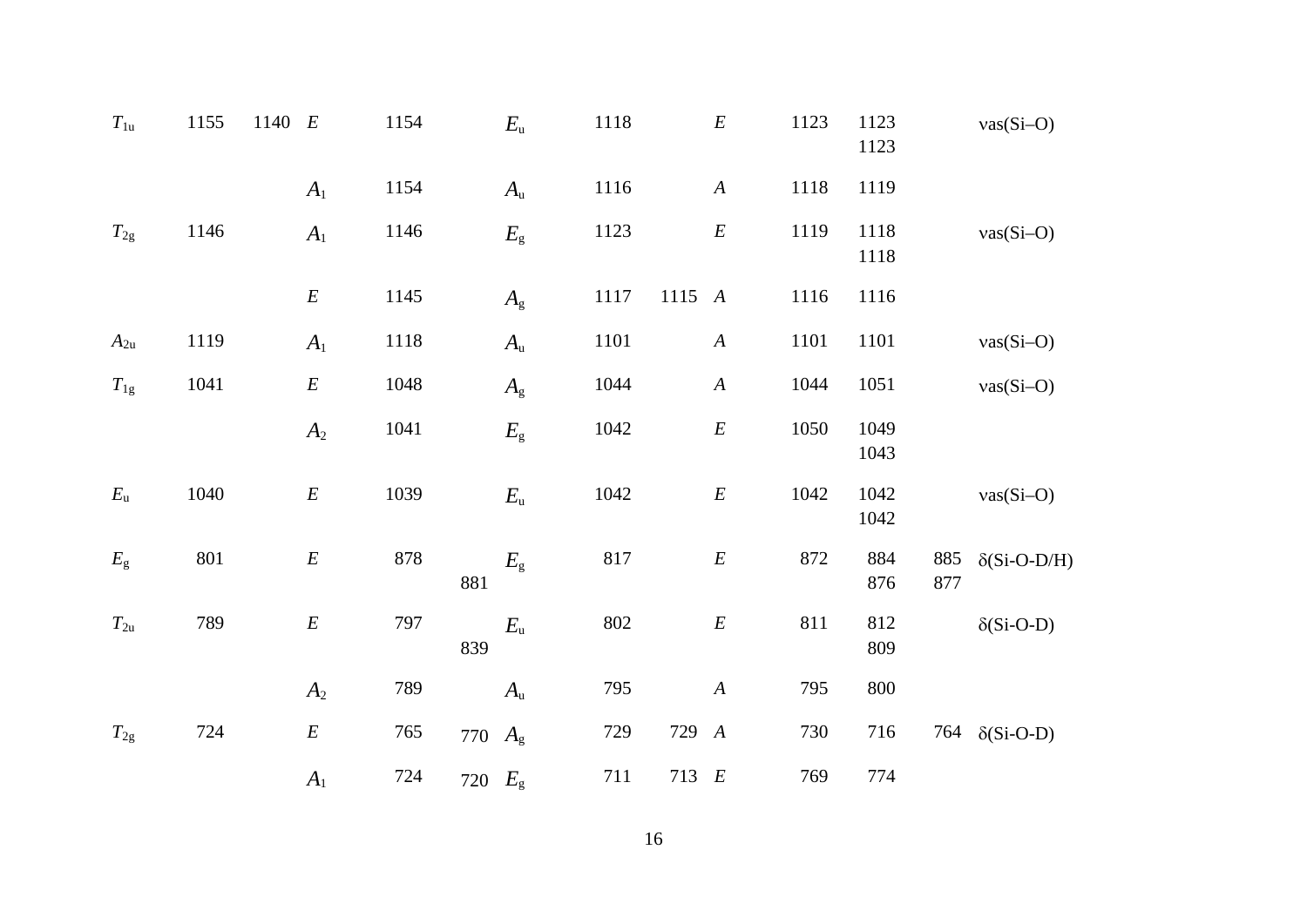| | | | | | | | | | | | | | |
|---|---|---|---|---|---|---|---|---|---|---|---|---|---|
| $T_{1u}$ | 1155 | 1140 | $E$ | 1154 | | $E_u$ | 1118 | | $E$ | 1123 | 1123<br>1123 | | νas(Si–O) |
| | | | $A_1$ | 1154 | | $A_u$ | 1116 | | $A$ | 1118 | 1119 | | |
| $T_{2g}$ | 1146 | | $A_1$ | 1146 | | $E_g$ | 1123 | | $E$ | 1119 | 1118<br>1118 | | νas(Si–O) |
| | | | $E$ | 1145 | | $A_g$ | 1117 | 1115 | $A$ | 1116 | 1116 | | |
| $A_{2u}$ | 1119 | | $A_1$ | 1118 | | $A_u$ | 1101 | | $A$ | 1101 | 1101 | | νas(Si–O) |
| $T_{1g}$ | 1041 | | $E$ | 1048 | | $A_g$ | 1044 | | $A$ | 1044 | 1051 | | νas(Si–O) |
| | | | $A_2$ | 1041 | | $E_g$ | 1042 | | $E$ | 1050 | 1049<br>1043 | | |
| $E_u$ | 1040 | | $E$ | 1039 | | $E_u$ | 1042 | | $E$ | 1042 | 1042<br>1042 | | νas(Si–O) |
| $E_g$ | 801 | | $E$ | 878 | 881 | $E_g$ | 817 | | $E$ | 872 | 884<br>876 | 885<br>877 | δ(Si-O-D/H) |
| $T_{2u}$ | 789 | | $E$ | 797 | 839 | $E_u$ | 802 | | $E$ | 811 | 812<br>809 | | δ(Si-O-D) |
| | | | $A_2$ | 789 | | $A_u$ | 795 | | $A$ | 795 | 800 | | |
| $T_{2g}$ | 724 | | $E$ | 765 | 770 | $A_g$ | 729 | 729 | $A$ | 730 | 716 | 764 | δ(Si-O-D) |
| | | | $A_1$ | 724 | 720 | $E_g$ | 711 | 713 | $E$ | 769 | 774 | | |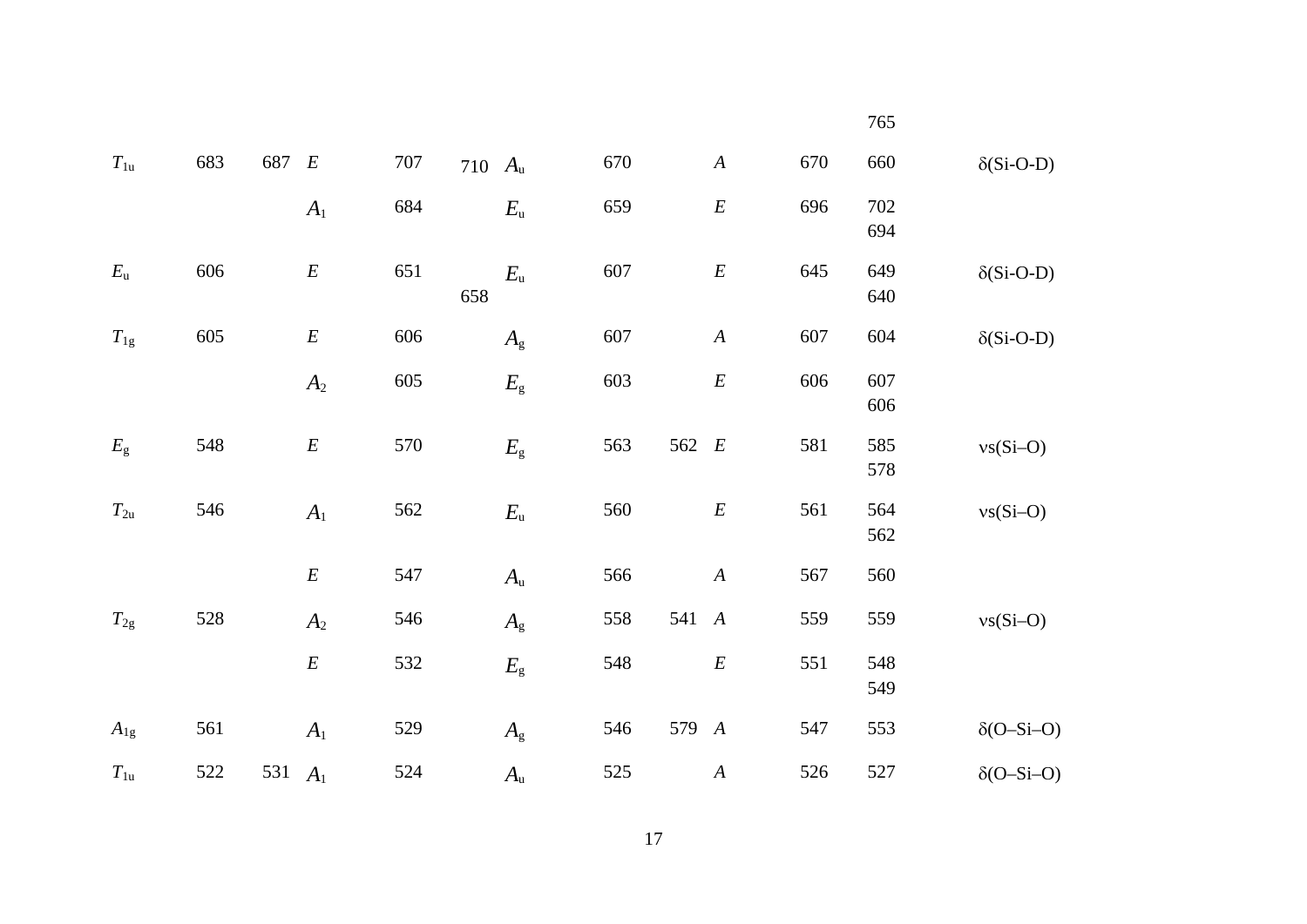| | | | | | | | | | | | | |
|---|---|---|---|---|---|---|---|---|---|---|---|---|
| | | | | | | | | | | | 765 | |
| $T_{1u}$ | 683 | 687 | $E$ | 707 | 710 | $A_u$ | 670 | | $A$ | 670 | 660 | δ(Si-O-D) |
| | | | $A_1$ | 684 | | $E_u$ | 659 | | $E$ | 696 | 702<br>694 | |
| $E_u$ | 606 | | $E$ | 651 | 658 | $E_u$ | 607 | | $E$ | 645 | 649<br>640 | δ(Si-O-D) |
| $T_{1g}$ | 605 | | $E$ | 606 | | $A_g$ | 607 | | $A$ | 607 | 604 | δ(Si-O-D) |
| | | | $A_2$ | 605 | | $E_g$ | 603 | | $E$ | 606 | 607<br>606 | |
| $E_g$ | 548 | | $E$ | 570 | | $E_g$ | 563 | 562 | $E$ | 581 | 585<br>578 | νs(Si–O) |
| $T_{2u}$ | 546 | | $A_1$ | 562 | | $E_u$ | 560 | | $E$ | 561 | 564<br>562 | νs(Si–O) |
| | | | $E$ | 547 | | $A_u$ | 566 | | $A$ | 567 | 560 | |
| $T_{2g}$ | 528 | | $A_2$ | 546 | | $A_g$ | 558 | 541 | $A$ | 559 | 559 | νs(Si–O) |
| | | | $E$ | 532 | | $E_g$ | 548 | | $E$ | 551 | 548<br>549 | |
| $A_{1g}$ | 561 | | $A_1$ | 529 | | $A_g$ | 546 | 579 | $A$ | 547 | 553 | δ(O–Si–O) |
| $T_{1u}$ | 522 | 531 | $A_1$ | 524 | | $A_u$ | 525 | | $A$ | 526 | 527 | δ(O–Si–O) |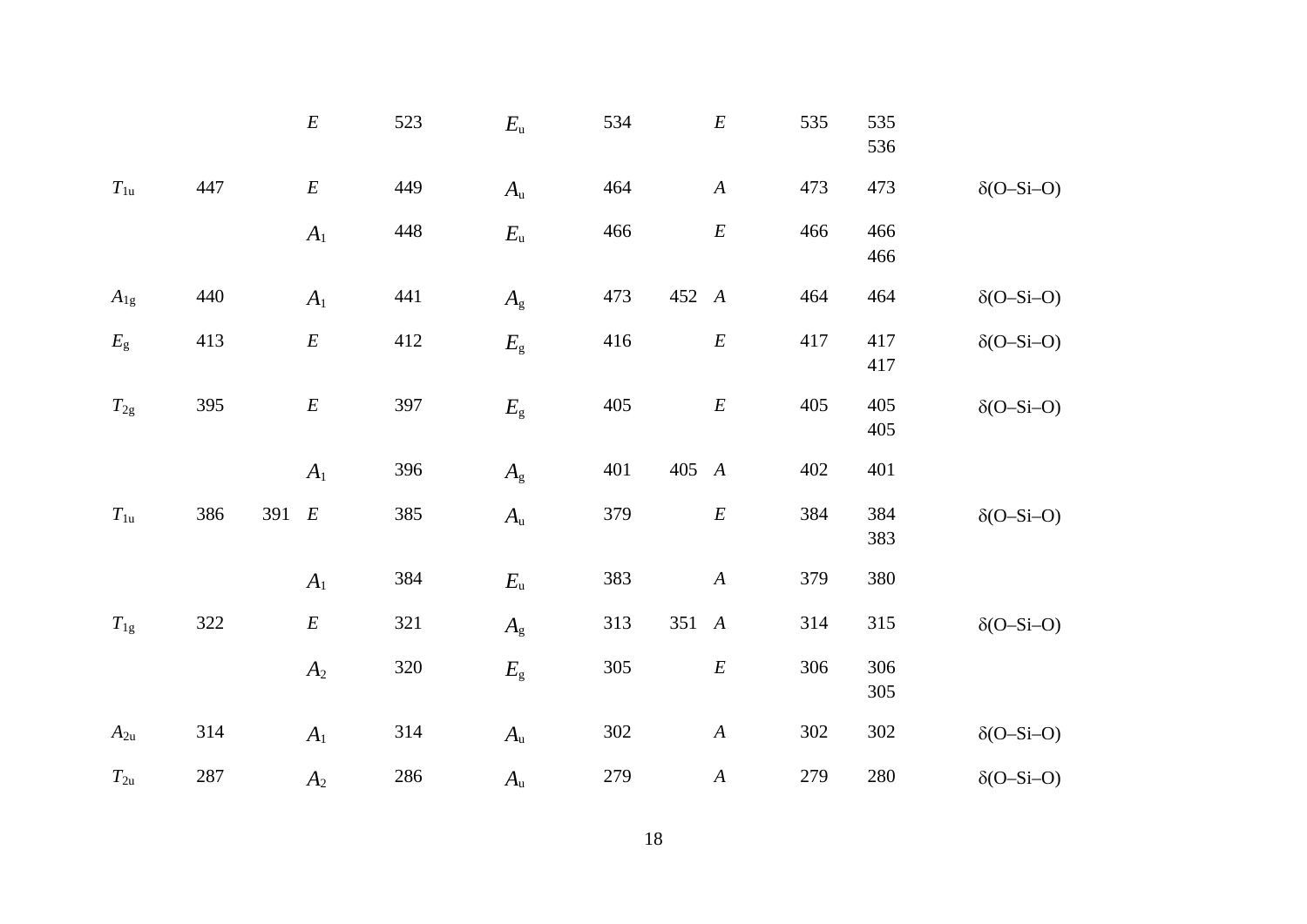| | | | | | | | | | | | |
|---|---|---|---|---|---|---|---|---|---|---|---|
| | | | $E$ | 523 | $E_u$ | 534 | | $E$ | 535 | 535<br>536 | |
| $T_{1u}$ | 447 | | $E$ | 449 | $A_u$ | 464 | | $A$ | 473 | 473 | δ(O–Si–O) |
| | | | $A_1$ | 448 | $E_u$ | 466 | | $E$ | 466 | 466<br>466 | |
| $A_{1g}$ | 440 | | $A_1$ | 441 | $A_g$ | 473 | 452 | $A$ | 464 | 464 | δ(O–Si–O) |
| $E_g$ | 413 | | $E$ | 412 | $E_g$ | 416 | | $E$ | 417 | 417<br>417 | δ(O–Si–O) |
| $T_{2g}$ | 395 | | $E$ | 397 | $E_g$ | 405 | | $E$ | 405 | 405<br>405 | δ(O–Si–O) |
| | | | $A_1$ | 396 | $A_g$ | 401 | 405 | $A$ | 402 | 401 | |
| $T_{1u}$ | 386 | 391 | $E$ | 385 | $A_u$ | 379 | | $E$ | 384 | 384<br>383 | δ(O–Si–O) |
| | | | $A_1$ | 384 | $E_u$ | 383 | | $A$ | 379 | 380 | |
| $T_{1g}$ | 322 | | $E$ | 321 | $A_g$ | 313 | 351 | $A$ | 314 | 315 | δ(O–Si–O) |
| | | | $A_2$ | 320 | $E_g$ | 305 | | $E$ | 306 | 306<br>305 | |
| $A_{2u}$ | 314 | | $A_1$ | 314 | $A_u$ | 302 | | $A$ | 302 | 302 | δ(O–Si–O) |
| $T_{2u}$ | 287 | | $A_2$ | 286 | $A_u$ | 279 | | $A$ | 279 | 280 | δ(O–Si–O) |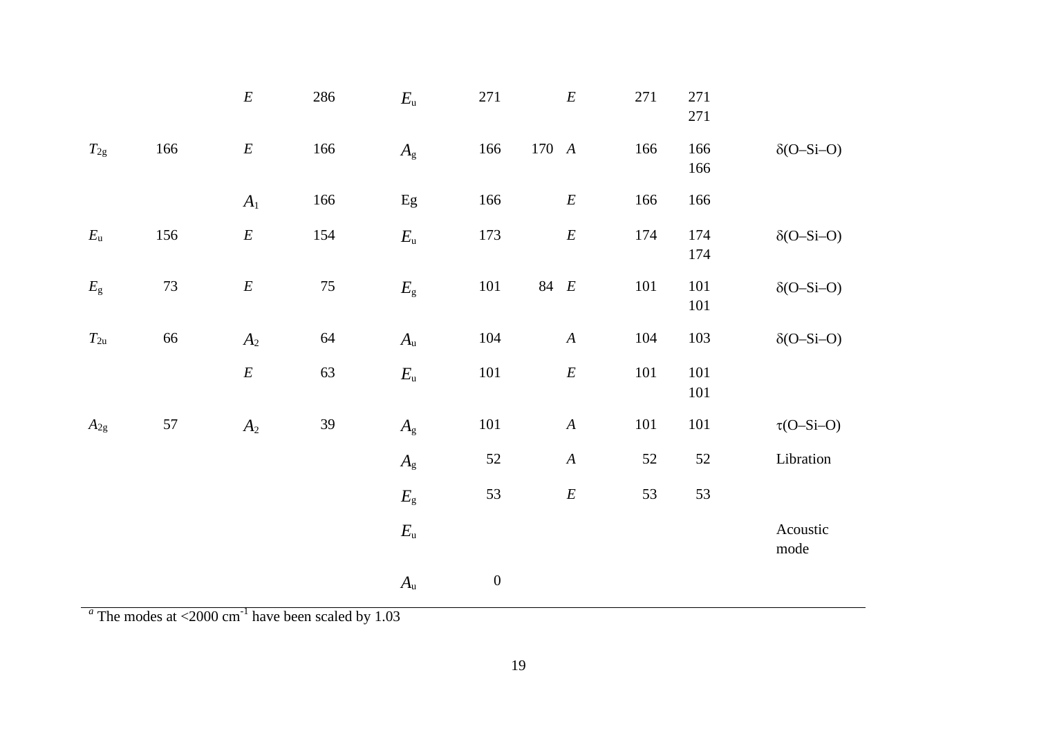| | | | | | | | | | | | |
|---|---|---|---|---|---|---|---|---|---|---|---|
| | | $E$ | 286 | $E_u$ | 271 | | $E$ | 271 | 271<br>271 | | |
| $T_{2g}$ | 166 | $E$ | 166 | $A_g$ | 166 | 170 | $A$ | 166 | 166<br>166 | | δ(O–Si–O) |
| | | $A_1$ | 166 | Eg | 166 | | $E$ | 166 | 166 | | |
| $E_u$ | 156 | $E$ | 154 | $E_u$ | 173 | | $E$ | 174 | 174<br>174 | | δ(O–Si–O) |
| $E_g$ | 73 | $E$ | 75 | $E_g$ | 101 | 84 | $E$ | 101 | 101<br>101 | | δ(O–Si–O) |
| $T_{2u}$ | 66 | $A_2$ | 64 | $A_u$ | 104 | | $A$ | 104 | 103 | | δ(O–Si–O) |
| | | $E$ | 63 | $E_u$ | 101 | | $E$ | 101 | 101<br>101 | | |
| $A_{2g}$ | 57 | $A_2$ | 39 | $A_g$ | 101 | | $A$ | 101 | 101 | | τ(O–Si–O) |
| | | | | $A_g$ | 52 | | $A$ | 52 | 52 | | Libration |
| | | | | $E_g$ | 53 | | $E$ | 53 | 53 | | |
| | | | | $E_u$ | | | | | | | Acoustic mode |
| | | | | $A_u$ | 0 | | | | | | |

[a] The modes at <2000 $cm^{-1}$ have been scaled by 1.03